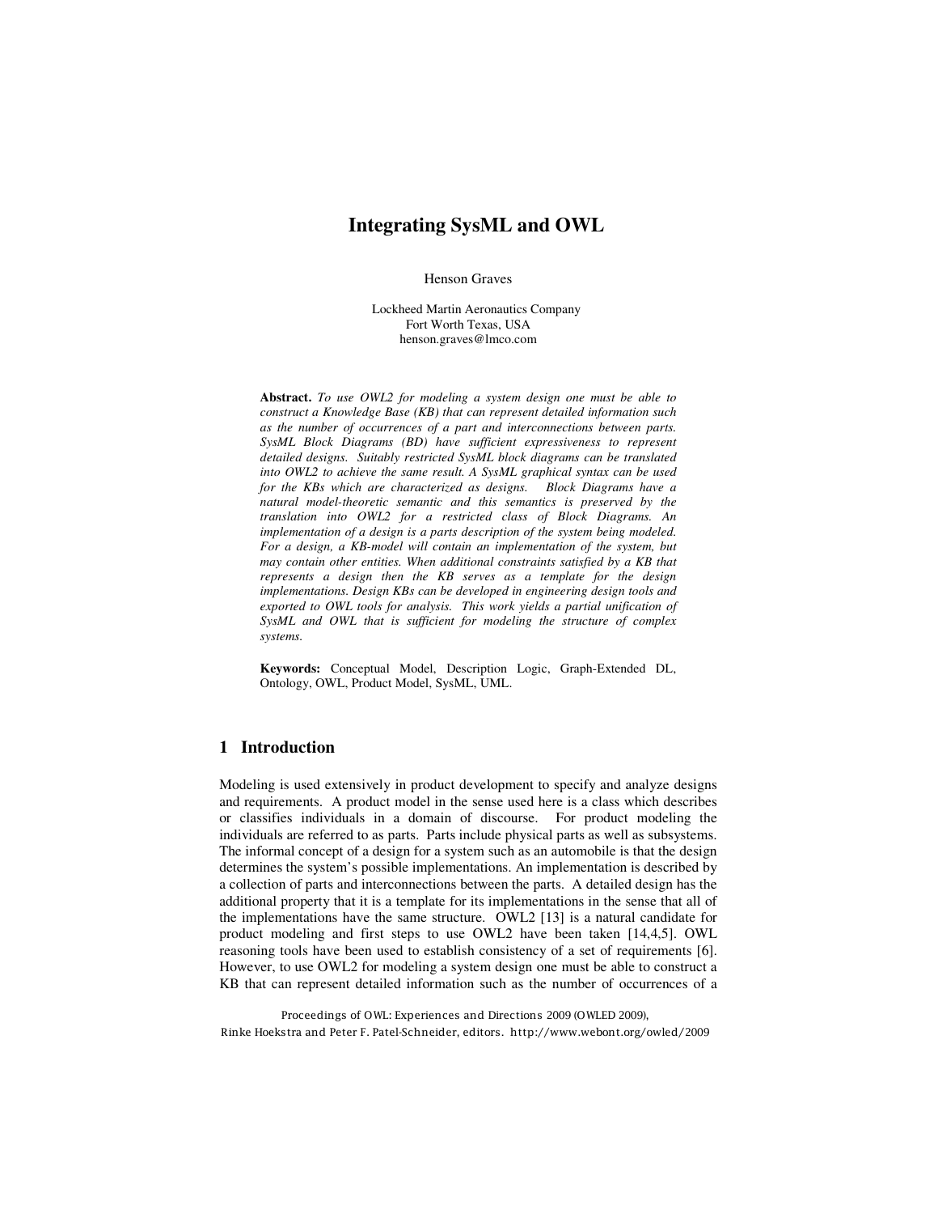# Integrating SysML and OWL

Henson Graves

Lockheed Martin Aeronautics Company
Fort Worth Texas, USA
henson.graves@lmco.com

**Abstract.** *To use OWL2 for modeling a system design one must be able to construct a Knowledge Base (KB) that can represent detailed information such as the number of occurrences of a part and interconnections between parts. SysML Block Diagrams (BD) have sufficient expressiveness to represent detailed designs. Suitably restricted SysML block diagrams can be translated into OWL2 to achieve the same result. A SysML graphical syntax can be used for the KBs which are characterized as designs. Block Diagrams have a natural model-theoretic semantic and this semantics is preserved by the translation into OWL2 for a restricted class of Block Diagrams. An implementation of a design is a parts description of the system being modeled. For a design, a KB-model will contain an implementation of the system, but may contain other entities. When additional constraints satisfied by a KB that represents a design then the KB serves as a template for the design implementations. Design KBs can be developed in engineering design tools and exported to OWL tools for analysis. This work yields a partial unification of SysML and OWL that is sufficient for modeling the structure of complex systems.*

**Keywords:** Conceptual Model, Description Logic, Graph-Extended DL, Ontology, OWL, Product Model, SysML, UML.

## 1 Introduction

Modeling is used extensively in product development to specify and analyze designs and requirements. A product model in the sense used here is a class which describes or classifies individuals in a domain of discourse. For product modeling the individuals are referred to as parts. Parts include physical parts as well as subsystems. The informal concept of a design for a system such as an automobile is that the design determines the system's possible implementations. An implementation is described by a collection of parts and interconnections between the parts. A detailed design has the additional property that it is a template for its implementations in the sense that all of the implementations have the same structure. OWL2 [13] is a natural candidate for product modeling and first steps to use OWL2 have been taken [14,4,5]. OWL reasoning tools have been used to establish consistency of a set of requirements [6]. However, to use OWL2 for modeling a system design one must be able to construct a KB that can represent detailed information such as the number of occurrences of a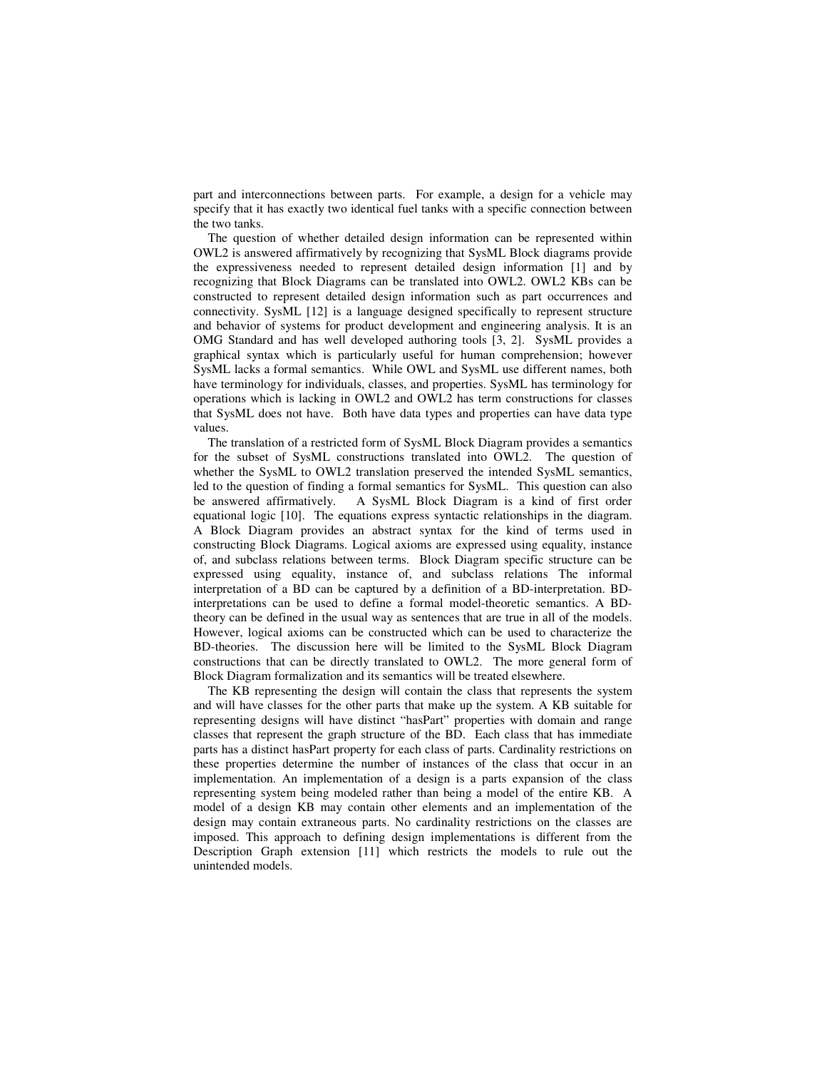part and interconnections between parts. For example, a design for a vehicle may specify that it has exactly two identical fuel tanks with a specific connection between the two tanks.

The question of whether detailed design information can be represented within OWL2 is answered affirmatively by recognizing that SysML Block diagrams provide the expressiveness needed to represent detailed design information [1] and by recognizing that Block Diagrams can be translated into OWL2. OWL2 KBs can be constructed to represent detailed design information such as part occurrences and connectivity. SysML [12] is a language designed specifically to represent structure and behavior of systems for product development and engineering analysis. It is an OMG Standard and has well developed authoring tools [3, 2]. SysML provides a graphical syntax which is particularly useful for human comprehension; however SysML lacks a formal semantics. While OWL and SysML use different names, both have terminology for individuals, classes, and properties. SysML has terminology for operations which is lacking in OWL2 and OWL2 has term constructions for classes that SysML does not have. Both have data types and properties can have data type values.

The translation of a restricted form of SysML Block Diagram provides a semantics for the subset of SysML constructions translated into OWL2. The question of whether the SysML to OWL2 translation preserved the intended SysML semantics, led to the question of finding a formal semantics for SysML. This question can also be answered affirmatively. A SysML Block Diagram is a kind of first order equational logic [10]. The equations express syntactic relationships in the diagram. A Block Diagram provides an abstract syntax for the kind of terms used in constructing Block Diagrams. Logical axioms are expressed using equality, instance of, and subclass relations between terms. Block Diagram specific structure can be expressed using equality, instance of, and subclass relations The informal interpretation of a BD can be captured by a definition of a BD-interpretation. BD-interpretations can be used to define a formal model-theoretic semantics. A BD-theory can be defined in the usual way as sentences that are true in all of the models. However, logical axioms can be constructed which can be used to characterize the BD-theories. The discussion here will be limited to the SysML Block Diagram constructions that can be directly translated to OWL2. The more general form of Block Diagram formalization and its semantics will be treated elsewhere.

The KB representing the design will contain the class that represents the system and will have classes for the other parts that make up the system. A KB suitable for representing designs will have distinct "hasPart" properties with domain and range classes that represent the graph structure of the BD. Each class that has immediate parts has a distinct hasPart property for each class of parts. Cardinality restrictions on these properties determine the number of instances of the class that occur in an implementation. An implementation of a design is a parts expansion of the class representing system being modeled rather than being a model of the entire KB. A model of a design KB may contain other elements and an implementation of the design may contain extraneous parts. No cardinality restrictions on the classes are imposed. This approach to defining design implementations is different from the Description Graph extension [11] which restricts the models to rule out the unintended models.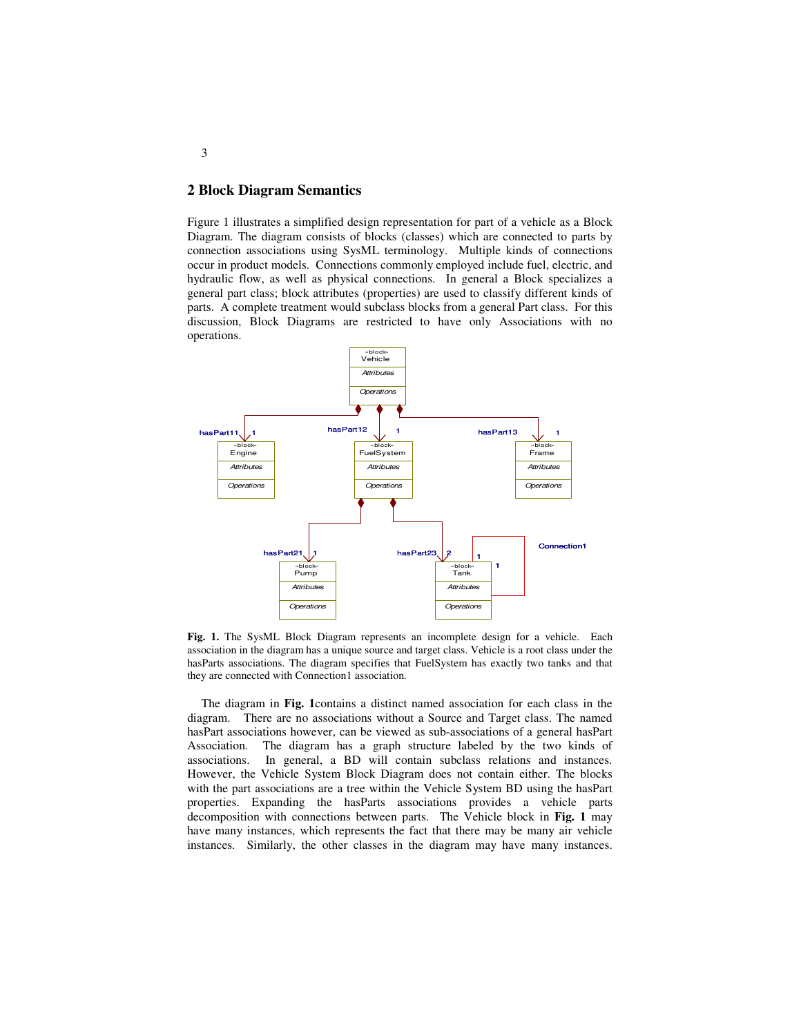## 2 Block Diagram Semantics

Figure 1 illustrates a simplified design representation for part of a vehicle as a Block Diagram. The diagram consists of blocks (classes) which are connected to parts by connection associations using SysML terminology. Multiple kinds of connections occur in product models. Connections commonly employed include fuel, electric, and hydraulic flow, as well as physical connections. In general a Block specializes a general part class; block attributes (properties) are used to classify different kinds of parts. A complete treatment would subclass blocks from a general Part class. For this discussion, Block Diagrams are restricted to have only Associations with no operations.

**Fig. 1.** The SysML Block Diagram represents an incomplete design for a vehicle. Each association in the diagram has a unique source and target class. Vehicle is a root class under the hasParts associations. The diagram specifies that FuelSystem has exactly two tanks and that they are connected with Connection1 association.

The diagram in **Fig. 1**contains a distinct named association for each class in the diagram. There are no associations without a Source and Target class. The named hasPart associations however, can be viewed as sub-associations of a general hasPart Association. The diagram has a graph structure labeled by the two kinds of associations. In general, a BD will contain subclass relations and instances. However, the Vehicle System Block Diagram does not contain either. The blocks with the part associations are a tree within the Vehicle System BD using the hasPart properties. Expanding the hasParts associations provides a vehicle parts decomposition with connections between parts. The Vehicle block in **Fig. 1** may have many instances, which represents the fact that there may be many air vehicle instances. Similarly, the other classes in the diagram may have many instances.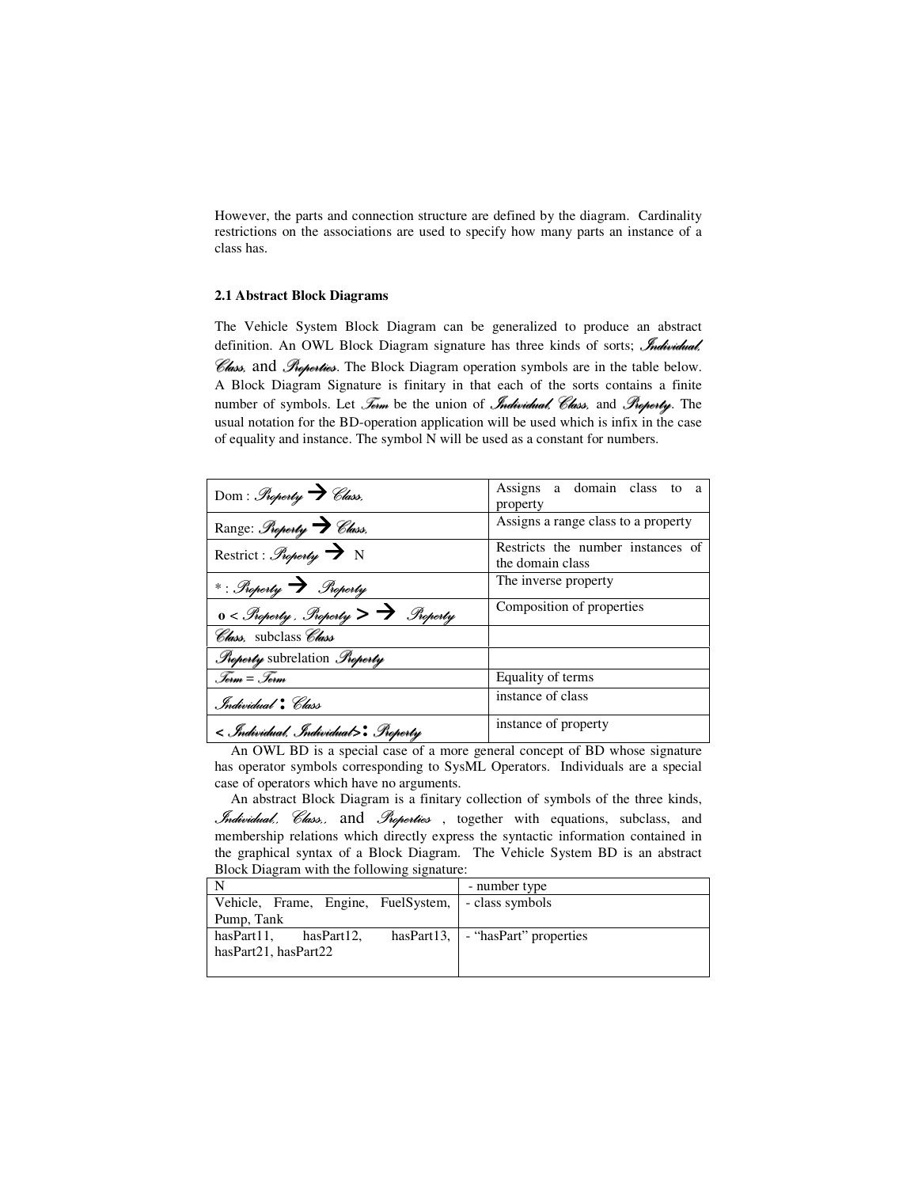However, the parts and connection structure are defined by the diagram. Cardinality restrictions on the associations are used to specify how many parts an instance of a class has.

### 2.1 Abstract Block Diagrams

The Vehicle System Block Diagram can be generalized to produce an abstract definition. An OWL Block Diagram signature has three kinds of sorts; *Individual, Class,* and *Properties*. The Block Diagram operation symbols are in the table below. A Block Diagram Signature is finitary in that each of the sorts contains a finite number of symbols. Let *Term* be the union of *Individual, Class,* and *Property*. The usual notation for the BD-operation application will be used which is infix in the case of equality and instance. The symbol N will be used as a constant for numbers.

| | |
|---|---|
| Dom : *Property* → *Class,* | Assigns a domain class to a property |
| Range: *Property* → *Class,* | Assigns a range class to a property |
| Restrict : *Property* → N | Restricts the number instances of the domain class |
| * : *Property* → *Property* | The inverse property |
| o < *Property* , *Property* > → *Property* | Composition of properties |
| *Class,* subclass *Class* | |
| *Property* subrelation *Property* | |
| *Term* = *Term* | Equality of terms |
| *Individual* : *Class* | instance of class |
| < *Individual, Individual*>: *Property* | instance of property |

An OWL BD is a special case of a more general concept of BD whose signature has operator symbols corresponding to SysML Operators. Individuals are a special case of operators which have no arguments.

An abstract Block Diagram is a finitary collection of symbols of the three kinds, *Individual,, Class,,* and *Properties* , together with equations, subclass, and membership relations which directly express the syntactic information contained in the graphical syntax of a Block Diagram. The Vehicle System BD is an abstract Block Diagram with the following signature:

| | |
|---|---|
| N | - number type |
| Vehicle, Frame, Engine, FuelSystem, Pump, Tank | - class symbols |
| hasPart11, hasPart12, hasPart13, hasPart21, hasPart22 | - "hasPart" properties |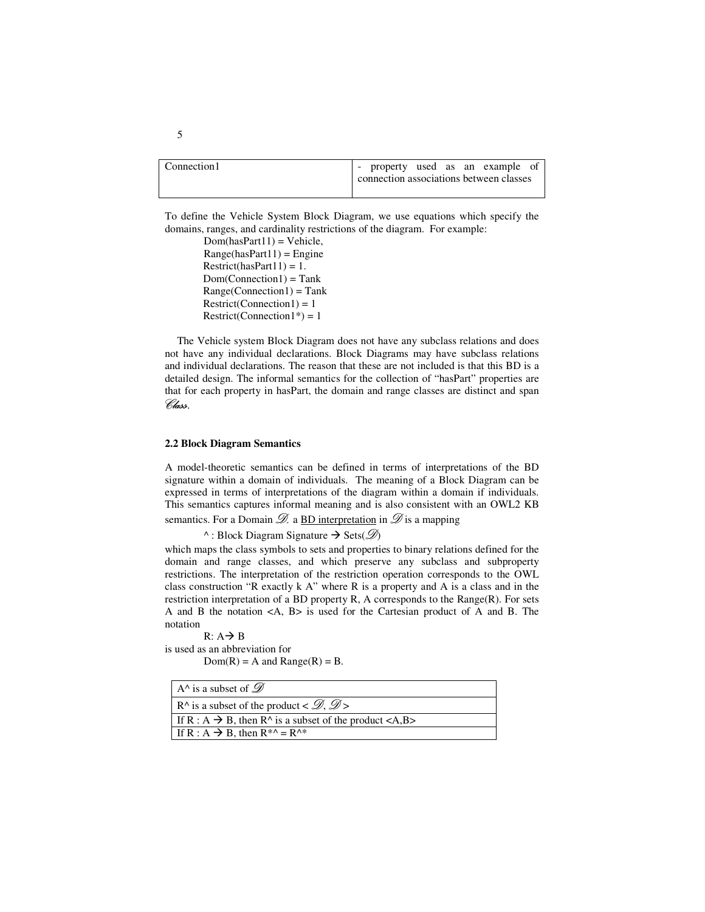| Connection1 | - property used as an example of connection associations between classes |
|---|---|

To define the Vehicle System Block Diagram, we use equations which specify the domains, ranges, and cardinality restrictions of the diagram. For example:

Dom(hasPart11) = Vehicle,
Range(hasPart11) = Engine
Restrict(hasPart11) = 1.
Dom(Connection1) = Tank
Range(Connection1) = Tank
Restrict(Connection1) = 1
Restrict(Connection1*) = 1

The Vehicle system Block Diagram does not have any subclass relations and does not have any individual declarations. Block Diagrams may have subclass relations and individual declarations. The reason that these are not included is that this BD is a detailed design. The informal semantics for the collection of "hasPart" properties are that for each property in hasPart, the domain and range classes are distinct and span $\mathscr{Class}$.

### 2.2 Block Diagram Semantics

A model-theoretic semantics can be defined in terms of interpretations of the BD signature within a domain of individuals. The meaning of a Block Diagram can be expressed in terms of interpretations of the diagram within a domain if individuals. This semantics captures informal meaning and is also consistent with an OWL2 KB semantics. For a Domain $\mathscr{D}$. a <u>BD interpretation</u> in $\mathscr{D}$ is a mapping

^ : Block Diagram Signature → Sets($\mathscr{D}$)

which maps the class symbols to sets and properties to binary relations defined for the domain and range classes, and which preserve any subclass and subproperty restrictions. The interpretation of the restriction operation corresponds to the OWL class construction "R exactly k A" where R is a property and A is a class and in the restriction interpretation of a BD property R, A corresponds to the Range(R). For sets A and B the notation <A, B> is used for the Cartesian product of A and B. The notation

R: A→ B

is used as an abbreviation for

Dom(R) = A and Range(R) = B.

| A^ is a subset of $\mathscr{D}$ |
|---|
| R^ is a subset of the product < $\mathscr{D}$, $\mathscr{D}$ > |
| If R : A → B, then R^ is a subset of the product <A,B> |
| If R : A → B, then R*^ = R^* |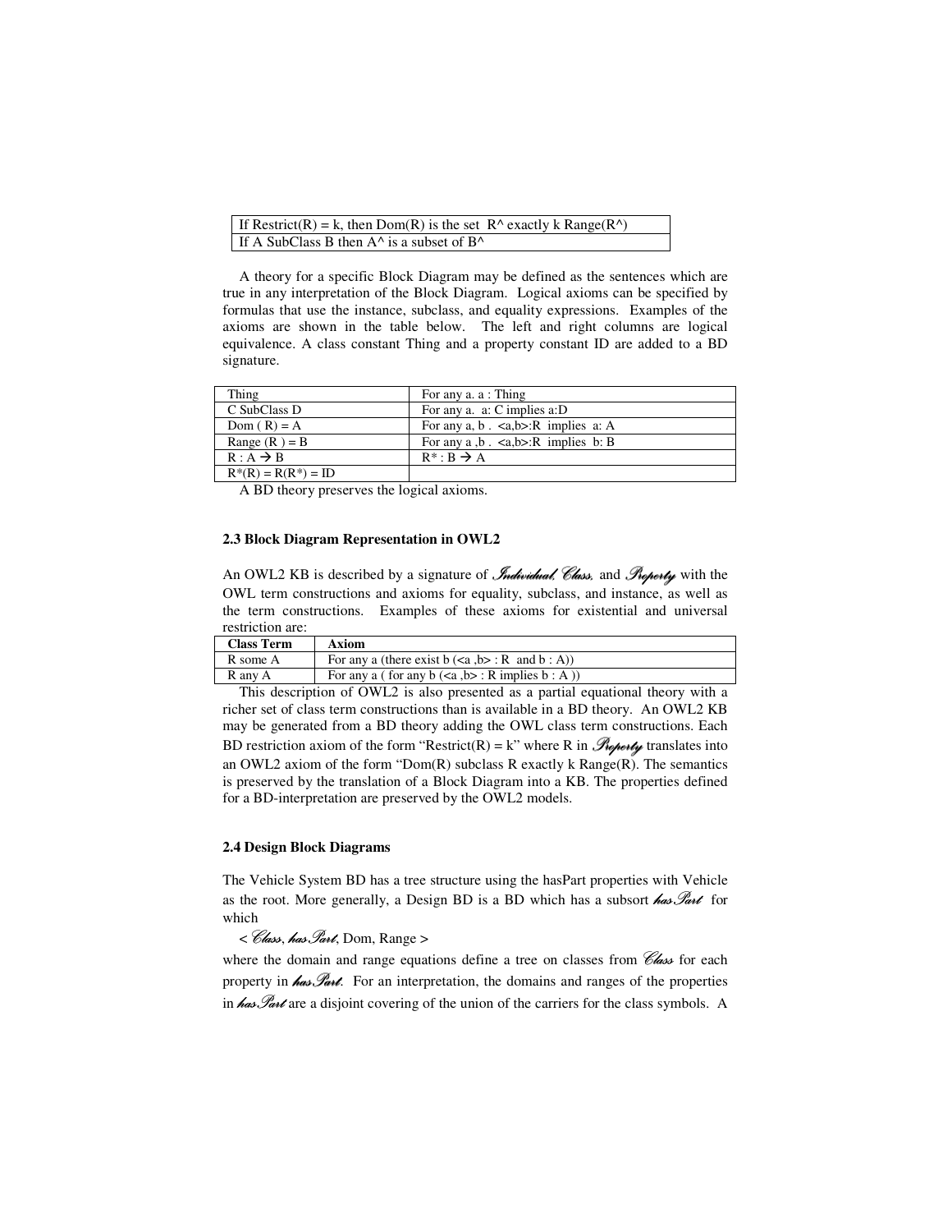| If Restrict(R) = k, then Dom(R) is the set R^ exactly k Range(R^) |
|---|
| If A SubClass B then A^ is a subset of B^ |

A theory for a specific Block Diagram may be defined as the sentences which are true in any interpretation of the Block Diagram. Logical axioms can be specified by formulas that use the instance, subclass, and equality expressions. Examples of the axioms are shown in the table below. The left and right columns are logical equivalence. A class constant Thing and a property constant ID are added to a BD signature.

| Thing | For any a. a : Thing |
|---|---|
| C SubClass D | For any a. a: C implies a:D |
| Dom ( R) = A | For any a, b . <a,b>:R implies a: A |
| Range (R ) = B | For any a ,b . <a,b>:R implies b: B |
| R : A → B | R* : B → A |
| R*(R) = R(R*) = ID | |

A BD theory preserves the logical axioms.

### 2.3 Block Diagram Representation in OWL2

An OWL2 KB is described by a signature of *Individual*, *Class*, and *Property* with the OWL term constructions and axioms for equality, subclass, and instance, as well as the term constructions. Examples of these axioms for existential and universal restriction are:

| Class Term | Axiom |
|---|---|
| R some A | For any a (there exist b (<a ,b> : R and b : A)) |
| R any A | For any a ( for any b (<a ,b> : R implies b : A )) |

This description of OWL2 is also presented as a partial equational theory with a richer set of class term constructions than is available in a BD theory. An OWL2 KB may be generated from a BD theory adding the OWL class term constructions. Each BD restriction axiom of the form "Restrict(R) = k" where R in *Property* translates into an OWL2 axiom of the form "Dom(R) subclass R exactly k Range(R). The semantics is preserved by the translation of a Block Diagram into a KB. The properties defined for a BD-interpretation are preserved by the OWL2 models.

### 2.4 Design Block Diagrams

The Vehicle System BD has a tree structure using the hasPart properties with Vehicle as the root. More generally, a Design BD is a BD which has a subsort *hasPart* for which

< *Class*, *hasPart*, Dom, Range >

where the domain and range equations define a tree on classes from *Class* for each property in *hasPart*. For an interpretation, the domains and ranges of the properties in *hasPart* are a disjoint covering of the union of the carriers for the class symbols. A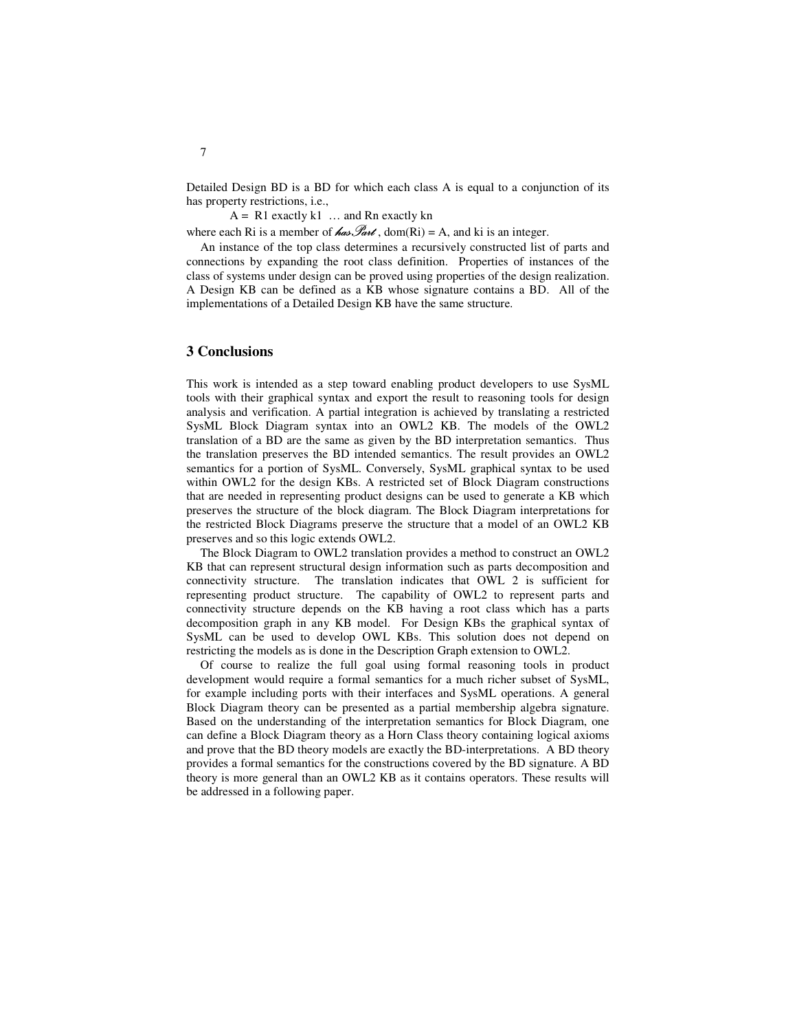Detailed Design BD is a BD for which each class A is equal to a conjunction of its has property restrictions, i.e.,

A = R1 exactly k1 … and Rn exactly kn

where each Ri is a member of $\mathcal{hasPart}$ , dom(Ri) = A, and ki is an integer.

An instance of the top class determines a recursively constructed list of parts and connections by expanding the root class definition. Properties of instances of the class of systems under design can be proved using properties of the design realization. A Design KB can be defined as a KB whose signature contains a BD. All of the implementations of a Detailed Design KB have the same structure.

## 3 Conclusions

This work is intended as a step toward enabling product developers to use SysML tools with their graphical syntax and export the result to reasoning tools for design analysis and verification. A partial integration is achieved by translating a restricted SysML Block Diagram syntax into an OWL2 KB. The models of the OWL2 translation of a BD are the same as given by the BD interpretation semantics. Thus the translation preserves the BD intended semantics. The result provides an OWL2 semantics for a portion of SysML. Conversely, SysML graphical syntax to be used within OWL2 for the design KBs. A restricted set of Block Diagram constructions that are needed in representing product designs can be used to generate a KB which preserves the structure of the block diagram. The Block Diagram interpretations for the restricted Block Diagrams preserve the structure that a model of an OWL2 KB preserves and so this logic extends OWL2.

The Block Diagram to OWL2 translation provides a method to construct an OWL2 KB that can represent structural design information such as parts decomposition and connectivity structure. The translation indicates that OWL 2 is sufficient for representing product structure. The capability of OWL2 to represent parts and connectivity structure depends on the KB having a root class which has a parts decomposition graph in any KB model. For Design KBs the graphical syntax of SysML can be used to develop OWL KBs. This solution does not depend on restricting the models as is done in the Description Graph extension to OWL2.

Of course to realize the full goal using formal reasoning tools in product development would require a formal semantics for a much richer subset of SysML, for example including ports with their interfaces and SysML operations. A general Block Diagram theory can be presented as a partial membership algebra signature. Based on the understanding of the interpretation semantics for Block Diagram, one can define a Block Diagram theory as a Horn Class theory containing logical axioms and prove that the BD theory models are exactly the BD-interpretations. A BD theory provides a formal semantics for the constructions covered by the BD signature. A BD theory is more general than an OWL2 KB as it contains operators. These results will be addressed in a following paper.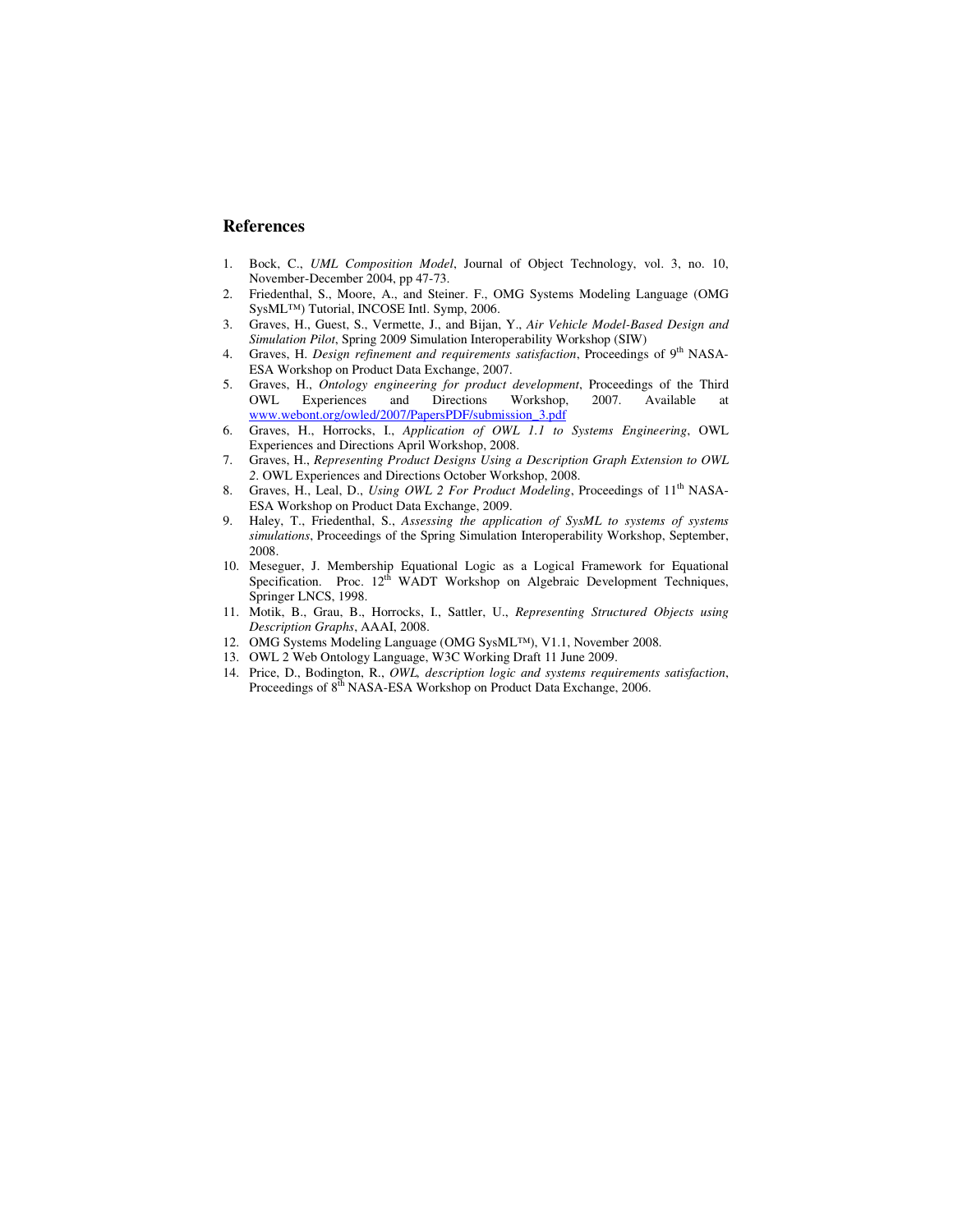## References

1. Bock, C., *UML Composition Model*, Journal of Object Technology, vol. 3, no. 10, November-December 2004, pp 47-73.
2. Friedenthal, S., Moore, A., and Steiner. F., OMG Systems Modeling Language (OMG SysML™) Tutorial, INCOSE Intl. Symp, 2006.
3. Graves, H., Guest, S., Vermette, J., and Bijan, Y., *Air Vehicle Model-Based Design and Simulation Pilot*, Spring 2009 Simulation Interoperability Workshop (SIW)
4. Graves, H. *Design refinement and requirements satisfaction*, Proceedings of 9th NASA-ESA Workshop on Product Data Exchange, 2007.
5. Graves, H., *Ontology engineering for product development*, Proceedings of the Third OWL Experiences and Directions Workshop, 2007. Available at www.webont.org/owled/2007/PapersPDF/submission_3.pdf
6. Graves, H., Horrocks, I., *Application of OWL 1.1 to Systems Engineering*, OWL Experiences and Directions April Workshop, 2008.
7. Graves, H., *Representing Product Designs Using a Description Graph Extension to OWL 2*. OWL Experiences and Directions October Workshop, 2008.
8. Graves, H., Leal, D., *Using OWL 2 For Product Modeling*, Proceedings of 11th NASA-ESA Workshop on Product Data Exchange, 2009.
9. Haley, T., Friedenthal, S., *Assessing the application of SysML to systems of systems simulations*, Proceedings of the Spring Simulation Interoperability Workshop, September, 2008.
10. Meseguer, J. Membership Equational Logic as a Logical Framework for Equational Specification. Proc. 12th WADT Workshop on Algebraic Development Techniques, Springer LNCS, 1998.
11. Motik, B., Grau, B., Horrocks, I., Sattler, U., *Representing Structured Objects using Description Graphs*, AAAI, 2008.
12. OMG Systems Modeling Language (OMG SysML™), V1.1, November 2008.
13. OWL 2 Web Ontology Language, W3C Working Draft 11 June 2009.
14. Price, D., Bodington, R., *OWL, description logic and systems requirements satisfaction*, Proceedings of 8th NASA-ESA Workshop on Product Data Exchange, 2006.